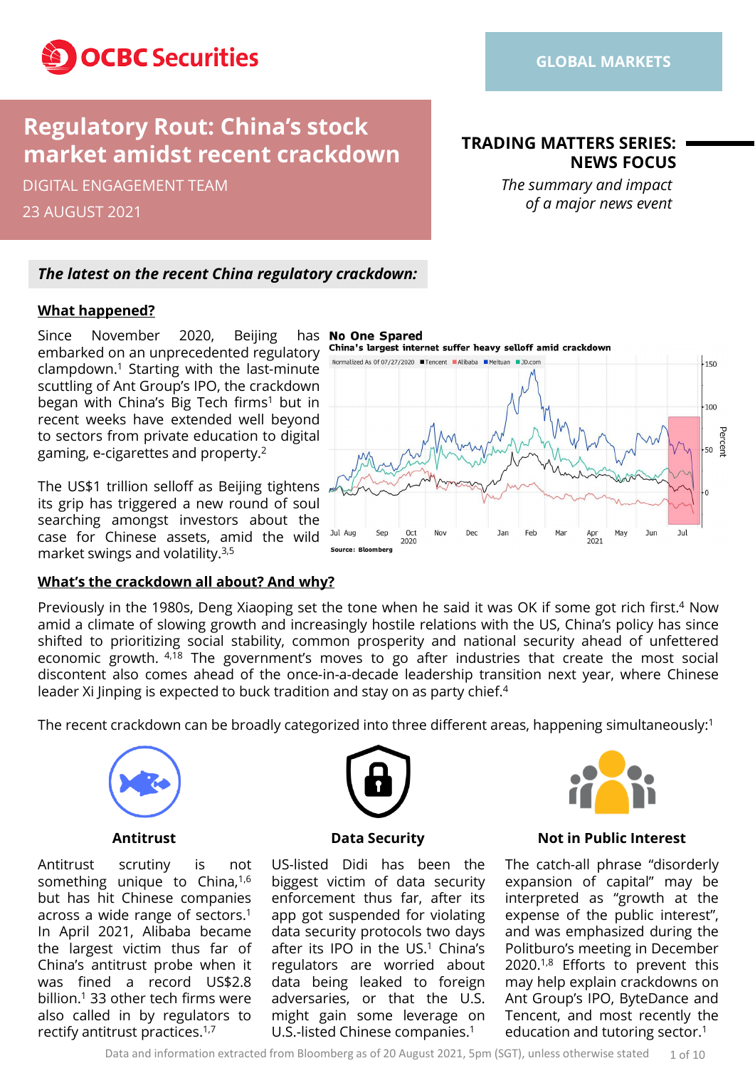OCBC Securities

GLOBAL MARKETS

# Regulatory Rout: China's stock market amidst recent crackdown

DIGITAL ENGAGEMENT TEAM

23 AUGUST 2021

**TRADING MATTERS SERIES: NEWS FOCUS**

*The summary and impact of a major news event*

## *The latest on the recent China regulatory crackdown:*

### What happened?

Since November 2020, Beijing has embarked on an unprecedented regulatory clampdown.[1] Starting with the last-minute scuttling of Ant Group's IPO, the crackdown began with China's Big Tech firms[1] but in recent weeks have extended well beyond to sectors from private education to digital gaming, e-cigarettes and property.[2]

The US$1 trillion selloff as Beijing tightens its grip has triggered a new round of soul searching amongst investors about the case for Chinese assets, amid the wild market swings and volatility.[3,5]

**No One Spared**

China's largest internet suffer heavy selloff amid crackdown

Source: Bloomberg

### What's the crackdown all about? And why?

Previously in the 1980s, Deng Xiaoping set the tone when he said it was OK if some got rich first.[4] Now amid a climate of slowing growth and increasingly hostile relations with the US, China's policy has since shifted to prioritizing social stability, common prosperity and national security ahead of unfettered economic growth.[4,18] The government's moves to go after industries that create the most social discontent also comes ahead of the once-in-a-decade leadership transition next year, where Chinese leader Xi Jinping is expected to buck tradition and stay on as party chief.[4]

The recent crackdown can be broadly categorized into three different areas, happening simultaneously:[1]

**Antitrust**

Antitrust scrutiny is not something unique to China,[1,6] but has hit Chinese companies across a wide range of sectors.[1] In April 2021, Alibaba became the largest victim thus far of China's antitrust probe when it was fined a record US$2.8 billion.[1] 33 other tech firms were also called in by regulators to rectify antitrust practices.[1,7]

**Data Security**

US-listed Didi has been the biggest victim of data security enforcement thus far, after its app got suspended for violating data security protocols two days after its IPO in the US.[1] China's regulators are worried about data being leaked to foreign adversaries, or that the U.S. might gain some leverage on U.S.-listed Chinese companies.[1]

**Not in Public Interest**

The catch-all phrase "disorderly expansion of capital" may be interpreted as "growth at the expense of the public interest", and was emphasized during the Politburo's meeting in December 2020.[1,8] Efforts to prevent this may help explain crackdowns on Ant Group's IPO, ByteDance and Tencent, and most recently the education and tutoring sector.[1]

Data and information extracted from Bloomberg as of 20 August 2021, 5pm (SGT), unless otherwise stated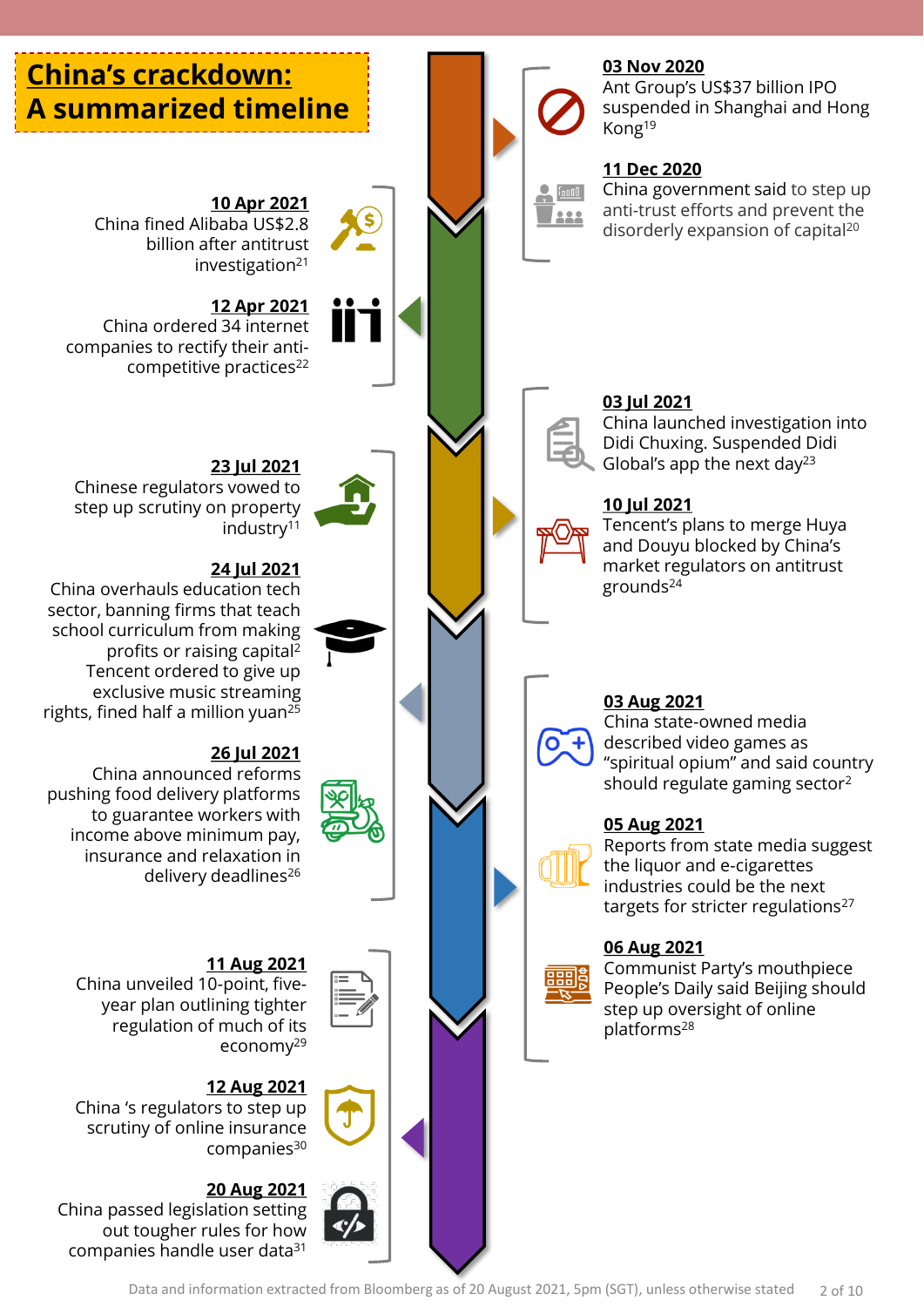# China's crackdown: A summarized timeline

**03 Nov 2020**
Ant Group's US$37 billion IPO suspended in Shanghai and Hong Kong[19]

**11 Dec 2020**
China government said to step up anti-trust efforts and prevent the disorderly expansion of capital[20]

**10 Apr 2021**
China fined Alibaba US$2.8 billion after antitrust investigation[21]

**12 Apr 2021**
China ordered 34 internet companies to rectify their anti-competitive practices[22]

**03 Jul 2021**
China launched investigation into Didi Chuxing. Suspended Didi Global's app the next day[23]

**10 Jul 2021**
Tencent's plans to merge Huya and Douyu blocked by China's market regulators on antitrust grounds[24]

**23 Jul 2021**
Chinese regulators vowed to step up scrutiny on property industry[11]

**24 Jul 2021**
China overhauls education tech sector, banning firms that teach school curriculum from making profits or raising capital[2]
Tencent ordered to give up exclusive music streaming rights, fined half a million yuan[25]

**26 Jul 2021**
China announced reforms pushing food delivery platforms to guarantee workers with income above minimum pay, insurance and relaxation in delivery deadlines[26]

**03 Aug 2021**
China state-owned media described video games as "spiritual opium" and said country should regulate gaming sector[2]

**05 Aug 2021**
Reports from state media suggest the liquor and e-cigarettes industries could be the next targets for stricter regulations[27]

**06 Aug 2021**
Communist Party's mouthpiece People's Daily said Beijing should step up oversight of online platforms[28]

**11 Aug 2021**
China unveiled 10-point, five-year plan outlining tighter regulation of much of its economy[29]

**12 Aug 2021**
China 's regulators to step up scrutiny of online insurance companies[30]

**20 Aug 2021**
China passed legislation setting out tougher rules for how companies handle user data[31]

Data and information extracted from Bloomberg as of 20 August 2021, 5pm (SGT), unless otherwise stated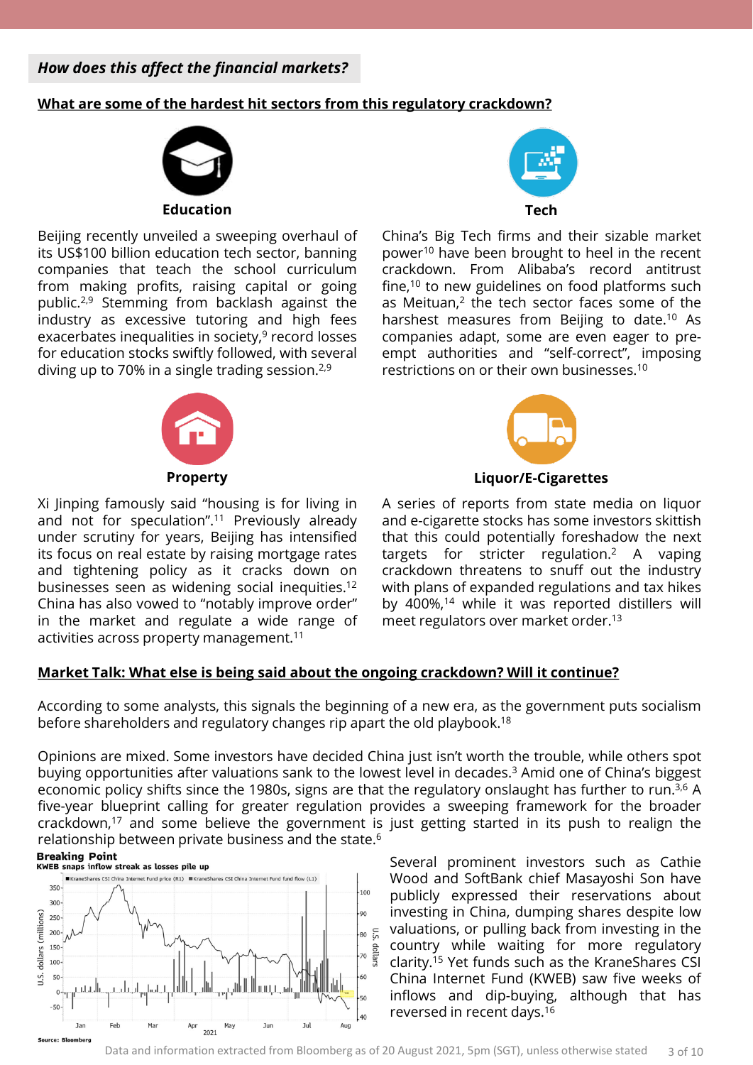## *How does this affect the financial markets?*

### What are some of the hardest hit sectors from this regulatory crackdown?

**Education**

Beijing recently unveiled a sweeping overhaul of its US$100 billion education tech sector, banning companies that teach the school curriculum from making profits, raising capital or going public.[2,9] Stemming from backlash against the industry as excessive tutoring and high fees exacerbates inequalities in society,[9] record losses for education stocks swiftly followed, with several diving up to 70% in a single trading session.[2,9]

**Tech**

China's Big Tech firms and their sizable market power[10] have been brought to heel in the recent crackdown. From Alibaba's record antitrust fine,[10] to new guidelines on food platforms such as Meituan,[2] the tech sector faces some of the harshest measures from Beijing to date.[10] As companies adapt, some are even eager to pre-empt authorities and "self-correct", imposing restrictions on or their own businesses.[10]

**Property**

Xi Jinping famously said "housing is for living in and not for speculation".[11] Previously already under scrutiny for years, Beijing has intensified its focus on real estate by raising mortgage rates and tightening policy as it cracks down on businesses seen as widening social inequities.[12] China has also vowed to "notably improve order" in the market and regulate a wide range of activities across property management.[11]

**Liquor/E-Cigarettes**

A series of reports from state media on liquor and e-cigarette stocks has some investors skittish that this could potentially foreshadow the next targets for stricter regulation.[2] A vaping crackdown threatens to snuff out the industry with plans of expanded regulations and tax hikes by 400%,[14] while it was reported distillers will meet regulators over market order.[13]

### Market Talk: What else is being said about the ongoing crackdown? Will it continue?

According to some analysts, this signals the beginning of a new era, as the government puts socialism before shareholders and regulatory changes rip apart the old playbook.[18]

Opinions are mixed. Some investors have decided China just isn't worth the trouble, while others spot buying opportunities after valuations sank to the lowest level in decades.[3] Amid one of China's biggest economic policy shifts since the 1980s, signs are that the regulatory onslaught has further to run.[3,6] A five-year blueprint calling for greater regulation provides a sweeping framework for the broader crackdown,[17] and some believe the government is just getting started in its push to realign the relationship between private business and the state.[6]

**Breaking Point**
**KWEB snaps inflow streak as losses pile up**

■ KraneShares CSI China Internet Fund price (R1) ■ KraneShares CSI China Internet Fund fund flow (L1)

Source: Bloomberg

Several prominent investors such as Cathie Wood and SoftBank chief Masayoshi Son have publicly expressed their reservations about investing in China, dumping shares despite low valuations, or pulling back from investing in the country while waiting for more regulatory clarity.[15] Yet funds such as the KraneShares CSI China Internet Fund (KWEB) saw five weeks of inflows and dip-buying, although that has reversed in recent days.[16]

Data and information extracted from Bloomberg as of 20 August 2021, 5pm (SGT), unless otherwise stated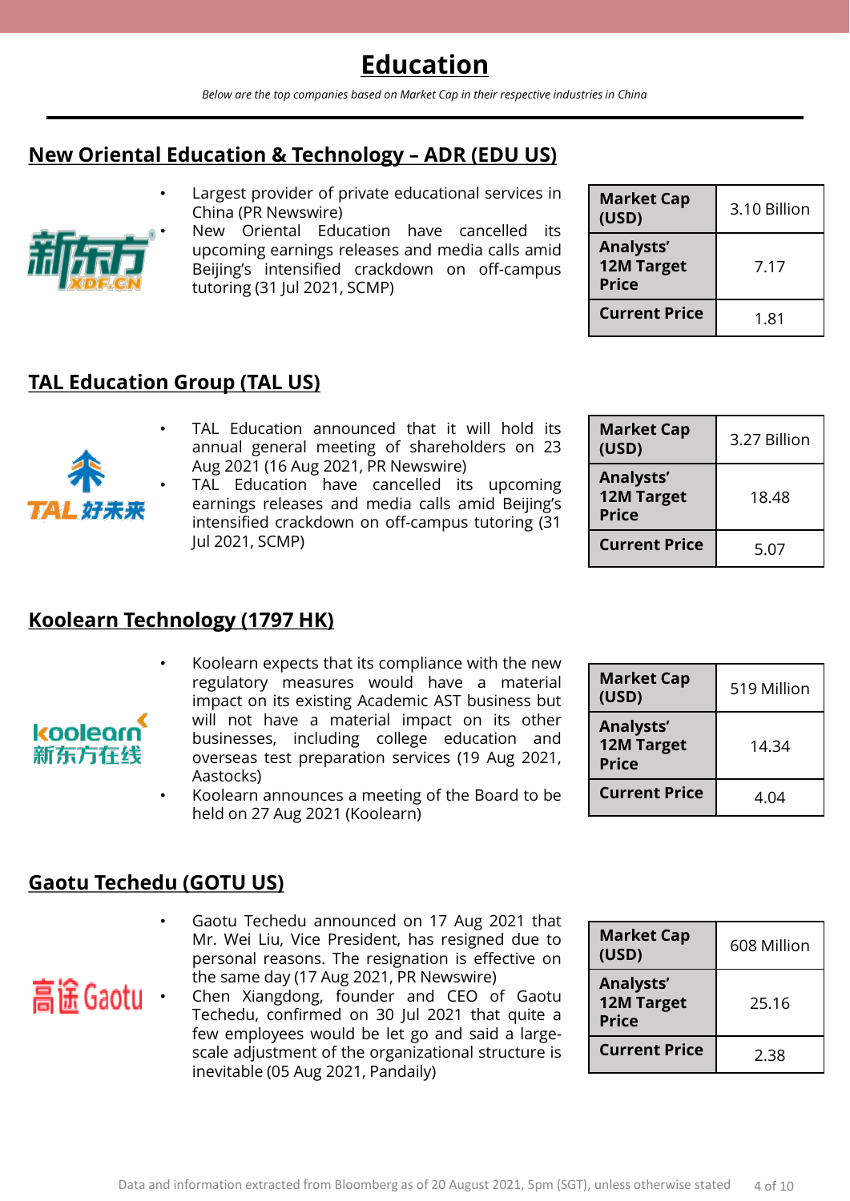# Education

*Below are the top companies based on Market Cap in their respective industries in China*

## New Oriental Education & Technology – ADR (EDU US)

- Largest provider of private educational services in China (PR Newswire)
- New Oriental Education have cancelled its upcoming earnings releases and media calls amid Beijing's intensified crackdown on off-campus tutoring (31 Jul 2021, SCMP)

| | |
|---|---|
| **Market Cap (USD)** | 3.10 Billion |
| **Analysts' 12M Target Price** | 7.17 |
| **Current Price** | 1.81 |

## TAL Education Group (TAL US)

- TAL Education announced that it will hold its annual general meeting of shareholders on 23 Aug 2021 (16 Aug 2021, PR Newswire)
- TAL Education have cancelled its upcoming earnings releases and media calls amid Beijing's intensified crackdown on off-campus tutoring (31 Jul 2021, SCMP)

| | |
|---|---|
| **Market Cap (USD)** | 3.27 Billion |
| **Analysts' 12M Target Price** | 18.48 |
| **Current Price** | 5.07 |

## Koolearn Technology (1797 HK)

- Koolearn expects that its compliance with the new regulatory measures would have a material impact on its existing Academic AST business but will not have a material impact on its other businesses, including college education and overseas test preparation services (19 Aug 2021, Aastocks)
- Koolearn announces a meeting of the Board to be held on 27 Aug 2021 (Koolearn)

| | |
|---|---|
| **Market Cap (USD)** | 519 Million |
| **Analysts' 12M Target Price** | 14.34 |
| **Current Price** | 4.04 |

## Gaotu Techedu (GOTU US)

- Gaotu Techedu announced on 17 Aug 2021 that Mr. Wei Liu, Vice President, has resigned due to personal reasons. The resignation is effective on the same day (17 Aug 2021, PR Newswire)
- Chen Xiangdong, founder and CEO of Gaotu Techedu, confirmed on 30 Jul 2021 that quite a few employees would be let go and said a large-scale adjustment of the organizational structure is inevitable (05 Aug 2021, Pandaily)

| | |
|---|---|
| **Market Cap (USD)** | 608 Million |
| **Analysts' 12M Target Price** | 25.16 |
| **Current Price** | 2.38 |

Data and information extracted from Bloomberg as of 20 August 2021, 5pm (SGT), unless otherwise stated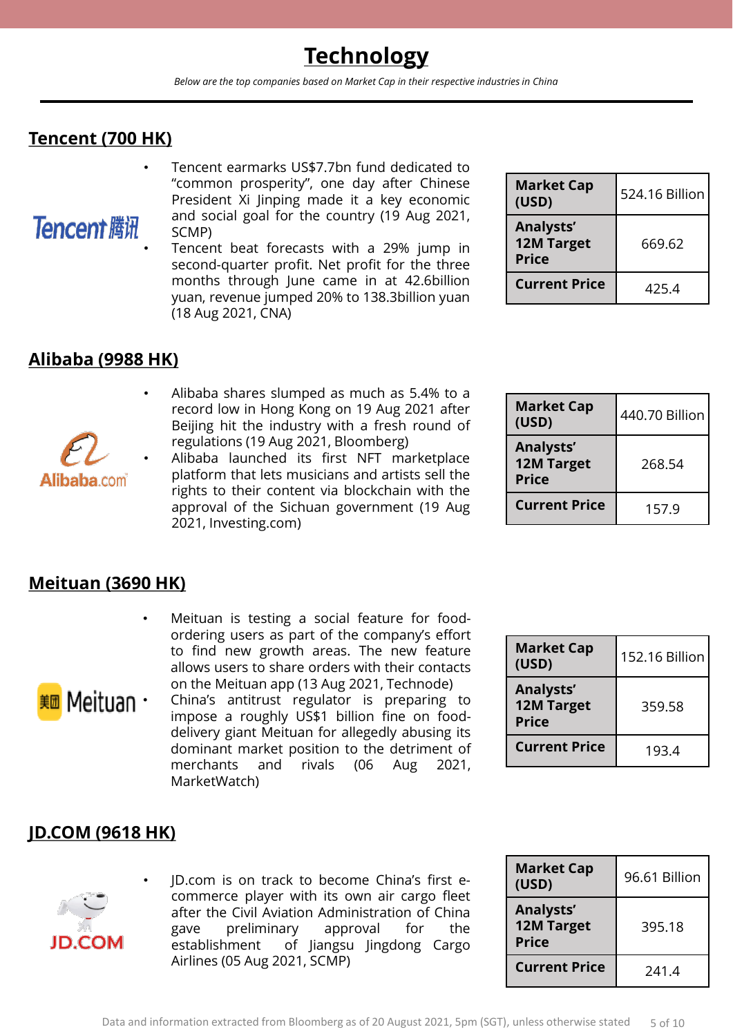# Technology

*Below are the top companies based on Market Cap in their respective industries in China*

## Tencent (700 HK)

- Tencent earmarks US$7.7bn fund dedicated to "common prosperity", one day after Chinese President Xi Jinping made it a key economic and social goal for the country (19 Aug 2021, SCMP)
- Tencent beat forecasts with a 29% jump in second-quarter profit. Net profit for the three months through June came in at 42.6billion yuan, revenue jumped 20% to 138.3billion yuan (18 Aug 2021, CNA)

| | |
|---|---|
| **Market Cap (USD)** | 524.16 Billion |
| **Analysts' 12M Target Price** | 669.62 |
| **Current Price** | 425.4 |

## Alibaba (9988 HK)

- Alibaba shares slumped as much as 5.4% to a record low in Hong Kong on 19 Aug 2021 after Beijing hit the industry with a fresh round of regulations (19 Aug 2021, Bloomberg)
- Alibaba launched its first NFT marketplace platform that lets musicians and artists sell the rights to their content via blockchain with the approval of the Sichuan government (19 Aug 2021, Investing.com)

| | |
|---|---|
| **Market Cap (USD)** | 440.70 Billion |
| **Analysts' 12M Target Price** | 268.54 |
| **Current Price** | 157.9 |

## Meituan (3690 HK)

- Meituan is testing a social feature for food-ordering users as part of the company's effort to find new growth areas. The new feature allows users to share orders with their contacts on the Meituan app (13 Aug 2021, Technode)
- China's antitrust regulator is preparing to impose a roughly US$1 billion fine on food-delivery giant Meituan for allegedly abusing its dominant market position to the detriment of merchants and rivals (06 Aug 2021, MarketWatch)

| | |
|---|---|
| **Market Cap (USD)** | 152.16 Billion |
| **Analysts' 12M Target Price** | 359.58 |
| **Current Price** | 193.4 |

## JD.COM (9618 HK)

- JD.com is on track to become China's first e-commerce player with its own air cargo fleet after the Civil Aviation Administration of China gave preliminary approval for the establishment of Jiangsu Jingdong Cargo Airlines (05 Aug 2021, SCMP)

| | |
|---|---|
| **Market Cap (USD)** | 96.61 Billion |
| **Analysts' 12M Target Price** | 395.18 |
| **Current Price** | 241.4 |

Data and information extracted from Bloomberg as of 20 August 2021, 5pm (SGT), unless otherwise stated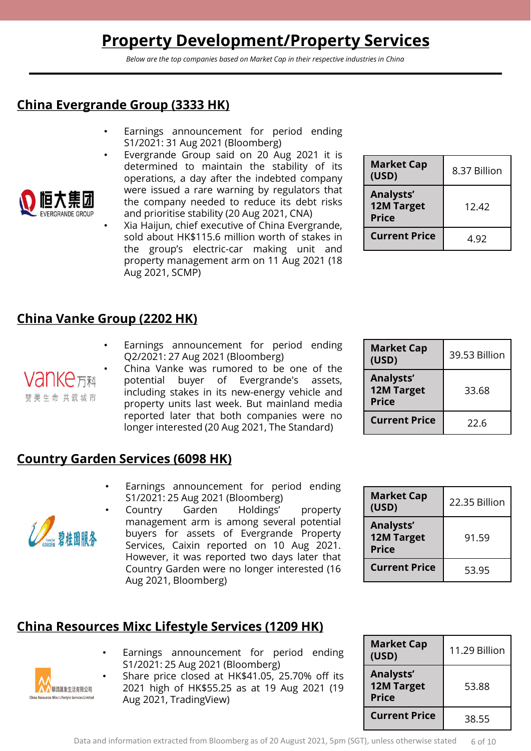# Property Development/Property Services

*Below are the top companies based on Market Cap in their respective industries in China*

## China Evergrande Group (3333 HK)

- Earnings announcement for period ending S1/2021: 31 Aug 2021 (Bloomberg)
- Evergrande Group said on 20 Aug 2021 it is determined to maintain the stability of its operations, a day after the indebted company were issued a rare warning by regulators that the company needed to reduce its debt risks and prioritise stability (20 Aug 2021, CNA)
- Xia Haijun, chief executive of China Evergrande, sold about HK$115.6 million worth of stakes in the group's electric-car making unit and property management arm on 11 Aug 2021 (18 Aug 2021, SCMP)

| | |
|---|---|
| **Market Cap (USD)** | 8.37 Billion |
| **Analysts' 12M Target Price** | 12.42 |
| **Current Price** | 4.92 |

## China Vanke Group (2202 HK)

- Earnings announcement for period ending Q2/2021: 27 Aug 2021 (Bloomberg)
- China Vanke was rumored to be one of the potential buyer of Evergrande's assets, including stakes in its new-energy vehicle and property units last week. But mainland media reported later that both companies were no longer interested (20 Aug 2021, The Standard)

| | |
|---|---|
| **Market Cap (USD)** | 39.53 Billion |
| **Analysts' 12M Target Price** | 33.68 |
| **Current Price** | 22.6 |

## Country Garden Services (6098 HK)

- Earnings announcement for period ending S1/2021: 25 Aug 2021 (Bloomberg)
- Country Garden Holdings' property management arm is among several potential buyers for assets of Evergrande Property Services, Caixin reported on 10 Aug 2021. However, it was reported two days later that Country Garden were no longer interested (16 Aug 2021, Bloomberg)

| | |
|---|---|
| **Market Cap (USD)** | 22.35 Billion |
| **Analysts' 12M Target Price** | 91.59 |
| **Current Price** | 53.95 |

## China Resources Mixc Lifestyle Services (1209 HK)

- Earnings announcement for period ending S1/2021: 25 Aug 2021 (Bloomberg)
- Share price closed at HK$41.05, 25.70% off its 2021 high of HK$55.25 as at 19 Aug 2021 (19 Aug 2021, TradingView)

| | |
|---|---|
| **Market Cap (USD)** | 11.29 Billion |
| **Analysts' 12M Target Price** | 53.88 |
| **Current Price** | 38.55 |

Data and information extracted from Bloomberg as of 20 August 2021, 5pm (SGT), unless otherwise stated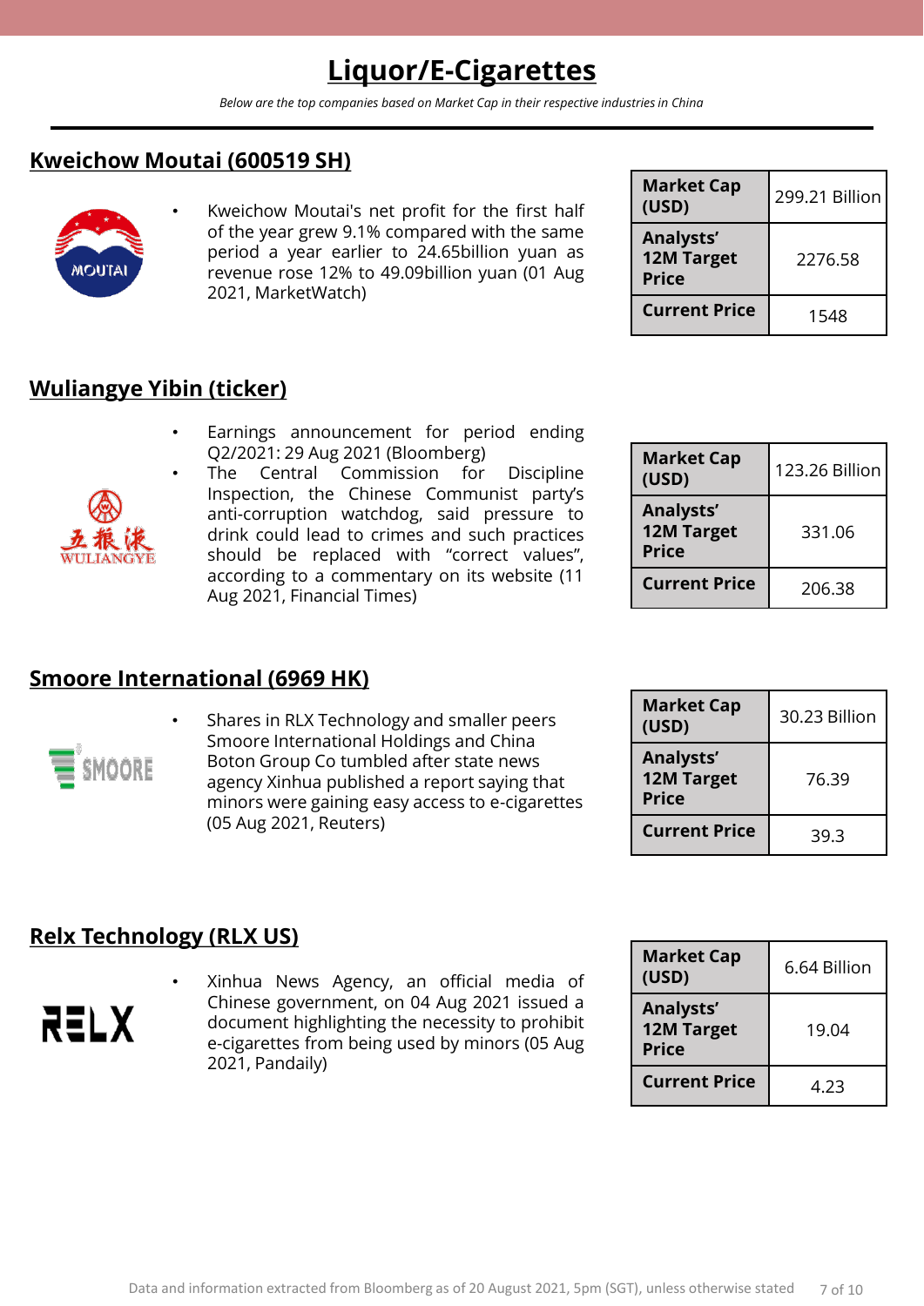# Liquor/E-Cigarettes

*Below are the top companies based on Market Cap in their respective industries in China*

## Kweichow Moutai (600519 SH)

- Kweichow Moutai's net profit for the first half of the year grew 9.1% compared with the same period a year earlier to 24.65billion yuan as revenue rose 12% to 49.09billion yuan (01 Aug 2021, MarketWatch)

| **Market Cap (USD)** | 299.21 Billion |
|---|---|
| **Analysts' 12M Target Price** | 2276.58 |
| **Current Price** | 1548 |

## Wuliangye Yibin (ticker)

- Earnings announcement for period ending Q2/2021: 29 Aug 2021 (Bloomberg)
- The Central Commission for Discipline Inspection, the Chinese Communist party's anti-corruption watchdog, said pressure to drink could lead to crimes and such practices should be replaced with "correct values", according to a commentary on its website (11 Aug 2021, Financial Times)

| **Market Cap (USD)** | 123.26 Billion |
|---|---|
| **Analysts' 12M Target Price** | 331.06 |
| **Current Price** | 206.38 |

## Smoore International (6969 HK)

- Shares in RLX Technology and smaller peers Smoore International Holdings and China Boton Group Co tumbled after state news agency Xinhua published a report saying that minors were gaining easy access to e-cigarettes (05 Aug 2021, Reuters)

| **Market Cap (USD)** | 30.23 Billion |
|---|---|
| **Analysts' 12M Target Price** | 76.39 |
| **Current Price** | 39.3 |

## Relx Technology (RLX US)

- Xinhua News Agency, an official media of Chinese government, on 04 Aug 2021 issued a document highlighting the necessity to prohibit e-cigarettes from being used by minors (05 Aug 2021, Pandaily)

| **Market Cap (USD)** | 6.64 Billion |
|---|---|
| **Analysts' 12M Target Price** | 19.04 |
| **Current Price** | 4.23 |

Data and information extracted from Bloomberg as of 20 August 2021, 5pm (SGT), unless otherwise stated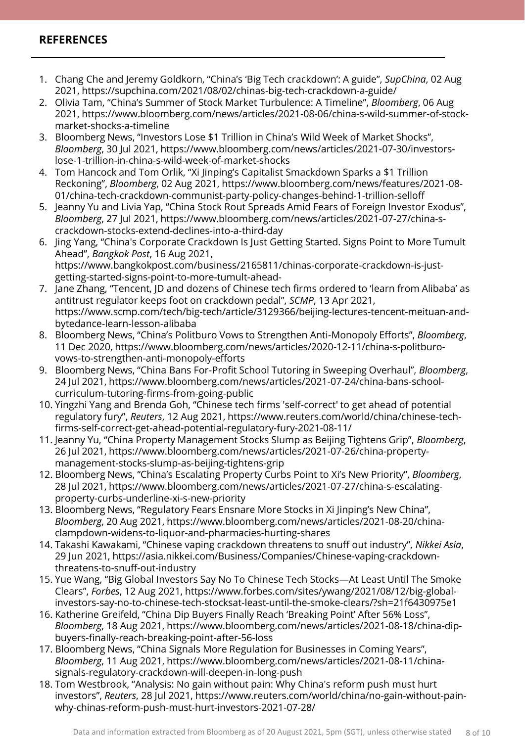## REFERENCES

1. Chang Che and Jeremy Goldkorn, "China's 'Big Tech crackdown': A guide", *SupChina*, 02 Aug 2021, https://supchina.com/2021/08/02/chinas-big-tech-crackdown-a-guide/
2. Olivia Tam, "China's Summer of Stock Market Turbulence: A Timeline", *Bloomberg*, 06 Aug 2021, https://www.bloomberg.com/news/articles/2021-08-06/china-s-wild-summer-of-stock-market-shocks-a-timeline
3. Bloomberg News, "Investors Lose $1 Trillion in China's Wild Week of Market Shocks", *Bloomberg*, 30 Jul 2021, https://www.bloomberg.com/news/articles/2021-07-30/investors-lose-1-trillion-in-china-s-wild-week-of-market-shocks
4. Tom Hancock and Tom Orlik, "Xi Jinping's Capitalist Smackdown Sparks a $1 Trillion Reckoning", *Bloomberg*, 02 Aug 2021, https://www.bloomberg.com/news/features/2021-08-01/china-tech-crackdown-communist-party-policy-changes-behind-1-trillion-selloff
5. Jeanny Yu and Livia Yap, "China Stock Rout Spreads Amid Fears of Foreign Investor Exodus", *Bloomberg*, 27 Jul 2021, https://www.bloomberg.com/news/articles/2021-07-27/china-s-crackdown-stocks-extend-declines-into-a-third-day
6. Jing Yang, "China's Corporate Crackdown Is Just Getting Started. Signs Point to More Tumult Ahead", *Bangkok Post*, 16 Aug 2021, https://www.bangkokpost.com/business/2165811/chinas-corporate-crackdown-is-just-getting-started-signs-point-to-more-tumult-ahead-
7. Jane Zhang, "Tencent, JD and dozens of Chinese tech firms ordered to 'learn from Alibaba' as antitrust regulator keeps foot on crackdown pedal", *SCMP*, 13 Apr 2021, https://www.scmp.com/tech/big-tech/article/3129366/beijing-lectures-tencent-meituan-and-bytedance-learn-lesson-alibaba
8. Bloomberg News, "China's Politburo Vows to Strengthen Anti-Monopoly Efforts", *Bloomberg*, 11 Dec 2020, https://www.bloomberg.com/news/articles/2020-12-11/china-s-politburo-vows-to-strengthen-anti-monopoly-efforts
9. Bloomberg News, "China Bans For-Profit School Tutoring in Sweeping Overhaul", *Bloomberg*, 24 Jul 2021, https://www.bloomberg.com/news/articles/2021-07-24/china-bans-school-curriculum-tutoring-firms-from-going-public
10. Yingzhi Yang and Brenda Goh, "Chinese tech firms 'self-correct' to get ahead of potential regulatory fury", *Reuters*, 12 Aug 2021, https://www.reuters.com/world/china/chinese-tech-firms-self-correct-get-ahead-potential-regulatory-fury-2021-08-11/
11. Jeanny Yu, "China Property Management Stocks Slump as Beijing Tightens Grip", *Bloomberg*, 26 Jul 2021, https://www.bloomberg.com/news/articles/2021-07-26/china-property-management-stocks-slump-as-beijing-tightens-grip
12. Bloomberg News, "China's Escalating Property Curbs Point to Xi's New Priority", *Bloomberg*, 28 Jul 2021, https://www.bloomberg.com/news/articles/2021-07-27/china-s-escalating-property-curbs-underline-xi-s-new-priority
13. Bloomberg News, "Regulatory Fears Ensnare More Stocks in Xi Jinping's New China", *Bloomberg*, 20 Aug 2021, https://www.bloomberg.com/news/articles/2021-08-20/china-clampdown-widens-to-liquor-and-pharmacies-hurting-shares
14. Takashi Kawakami, "Chinese vaping crackdown threatens to snuff out industry", *Nikkei Asia*, 29 Jun 2021, https://asia.nikkei.com/Business/Companies/Chinese-vaping-crackdown-threatens-to-snuff-out-industry
15. Yue Wang, "Big Global Investors Say No To Chinese Tech Stocks—At Least Until The Smoke Clears", *Forbes*, 12 Aug 2021, https://www.forbes.com/sites/ywang/2021/08/12/big-global-investors-say-no-to-chinese-tech-stocksat-least-until-the-smoke-clears/?sh=21f6430975e1
16. Katherine Greifeld, "China Dip Buyers Finally Reach 'Breaking Point' After 56% Loss", *Bloomberg*, 18 Aug 2021, https://www.bloomberg.com/news/articles/2021-08-18/china-dip-buyers-finally-reach-breaking-point-after-56-loss
17. Bloomberg News, "China Signals More Regulation for Businesses in Coming Years", *Bloomberg*, 11 Aug 2021, https://www.bloomberg.com/news/articles/2021-08-11/china-signals-regulatory-crackdown-will-deepen-in-long-push
18. Tom Westbrook, "Analysis: No gain without pain: Why China's reform push must hurt investors", *Reuters*, 28 Jul 2021, https://www.reuters.com/world/china/no-gain-without-pain-why-chinas-reform-push-must-hurt-investors-2021-07-28/

Data and information extracted from Bloomberg as of 20 August 2021, 5pm (SGT), unless otherwise stated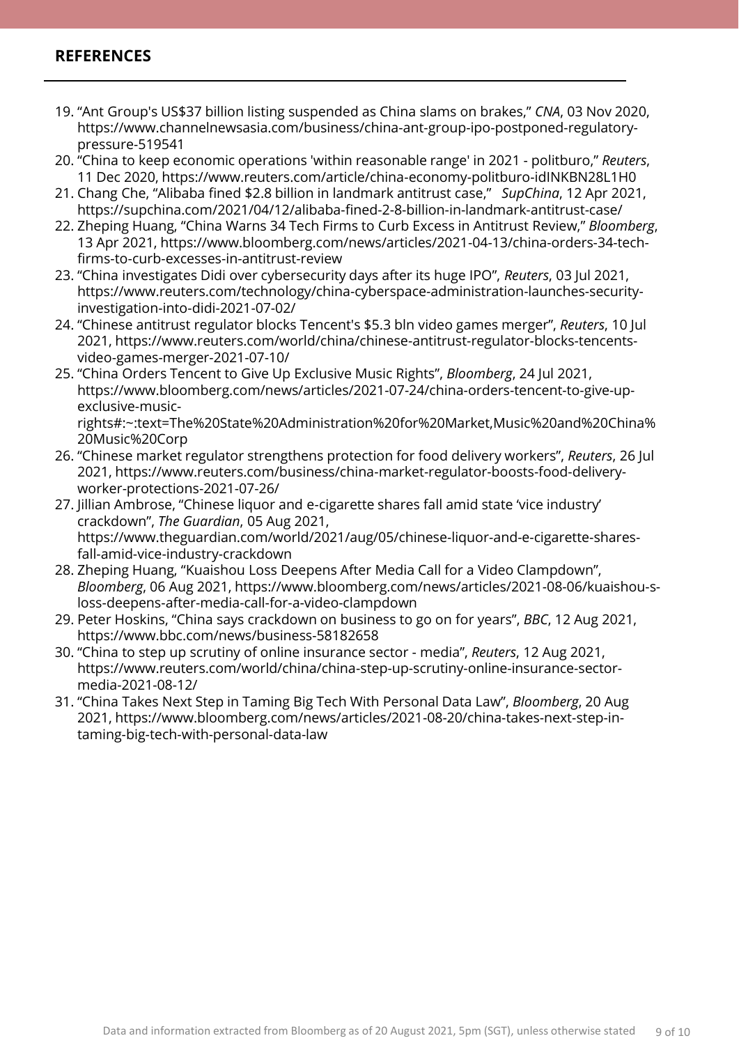## REFERENCES

19. "Ant Group's US$37 billion listing suspended as China slams on brakes," *CNA*, 03 Nov 2020, https://www.channelnewsasia.com/business/china-ant-group-ipo-postponed-regulatory-pressure-519541
20. "China to keep economic operations 'within reasonable range' in 2021 - politburo," *Reuters*, 11 Dec 2020, https://www.reuters.com/article/china-economy-politburo-idINKBN28L1H0
21. Chang Che, "Alibaba fined $2.8 billion in landmark antitrust case," *SupChina*, 12 Apr 2021, https://supchina.com/2021/04/12/alibaba-fined-2-8-billion-in-landmark-antitrust-case/
22. Zheping Huang, "China Warns 34 Tech Firms to Curb Excess in Antitrust Review," *Bloomberg*, 13 Apr 2021, https://www.bloomberg.com/news/articles/2021-04-13/china-orders-34-tech-firms-to-curb-excesses-in-antitrust-review
23. "China investigates Didi over cybersecurity days after its huge IPO", *Reuters*, 03 Jul 2021, https://www.reuters.com/technology/china-cyberspace-administration-launches-security-investigation-into-didi-2021-07-02/
24. "Chinese antitrust regulator blocks Tencent's $5.3 bln video games merger", *Reuters*, 10 Jul 2021, https://www.reuters.com/world/china/chinese-antitrust-regulator-blocks-tencents-video-games-merger-2021-07-10/
25. "China Orders Tencent to Give Up Exclusive Music Rights", *Bloomberg*, 24 Jul 2021, https://www.bloomberg.com/news/articles/2021-07-24/china-orders-tencent-to-give-up-exclusive-music-rights#:~:text=The%20State%20Administration%20for%20Market,Music%20and%20China%20Music%20Corp
26. "Chinese market regulator strengthens protection for food delivery workers", *Reuters*, 26 Jul 2021, https://www.reuters.com/business/china-market-regulator-boosts-food-delivery-worker-protections-2021-07-26/
27. Jillian Ambrose, "Chinese liquor and e-cigarette shares fall amid state 'vice industry' crackdown", *The Guardian*, 05 Aug 2021, https://www.theguardian.com/world/2021/aug/05/chinese-liquor-and-e-cigarette-shares-fall-amid-vice-industry-crackdown
28. Zheping Huang, "Kuaishou Loss Deepens After Media Call for a Video Clampdown", *Bloomberg*, 06 Aug 2021, https://www.bloomberg.com/news/articles/2021-08-06/kuaishou-s-loss-deepens-after-media-call-for-a-video-clampdown
29. Peter Hoskins, "China says crackdown on business to go on for years", *BBC*, 12 Aug 2021, https://www.bbc.com/news/business-58182658
30. "China to step up scrutiny of online insurance sector - media", *Reuters*, 12 Aug 2021, https://www.reuters.com/world/china/china-step-up-scrutiny-online-insurance-sector-media-2021-08-12/
31. "China Takes Next Step in Taming Big Tech With Personal Data Law", *Bloomberg*, 20 Aug 2021, https://www.bloomberg.com/news/articles/2021-08-20/china-takes-next-step-in-taming-big-tech-with-personal-data-law

Data and information extracted from Bloomberg as of 20 August 2021, 5pm (SGT), unless otherwise stated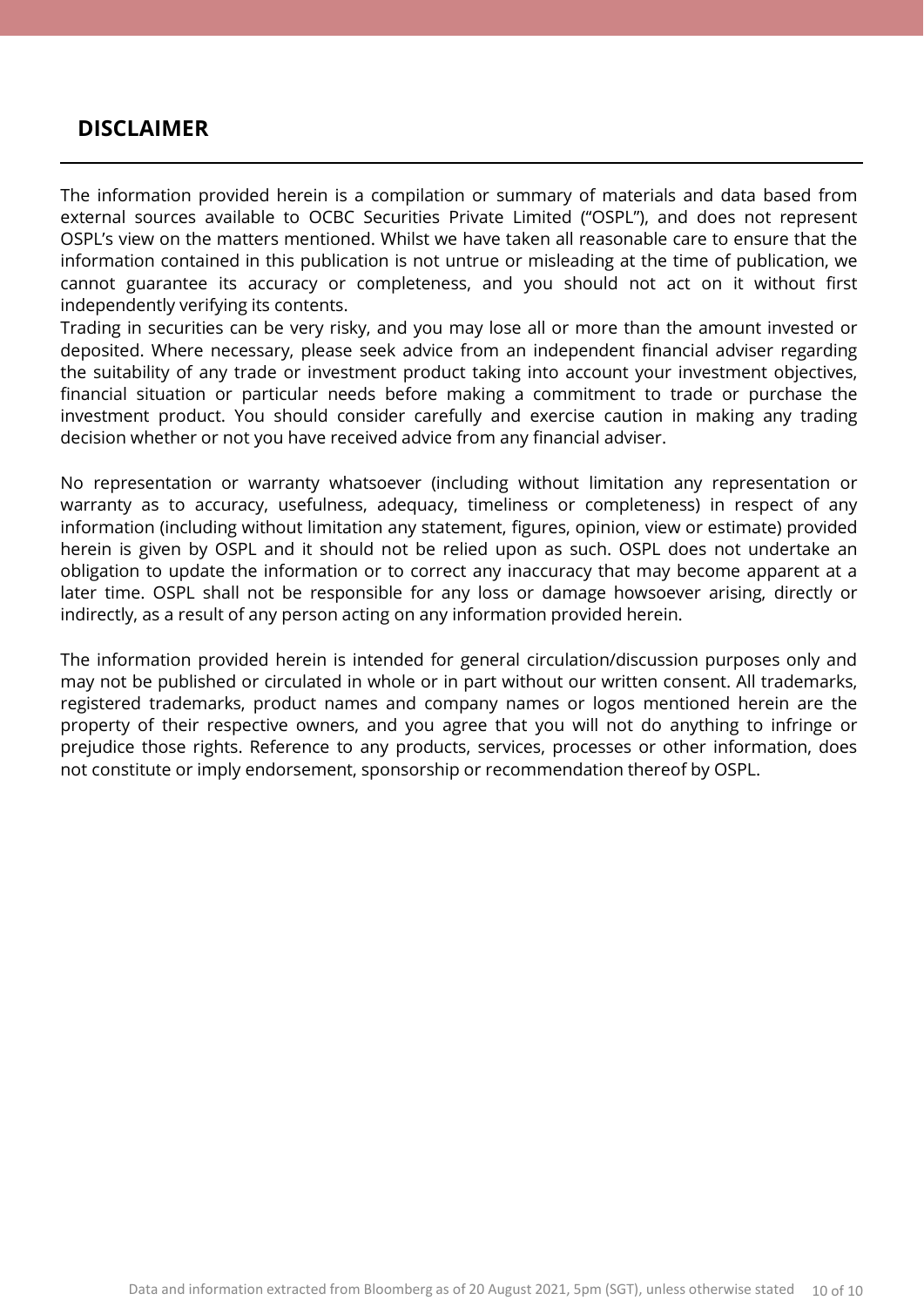## DISCLAIMER

The information provided herein is a compilation or summary of materials and data based from external sources available to OCBC Securities Private Limited ("OSPL"), and does not represent OSPL's view on the matters mentioned. Whilst we have taken all reasonable care to ensure that the information contained in this publication is not untrue or misleading at the time of publication, we cannot guarantee its accuracy or completeness, and you should not act on it without first independently verifying its contents.
Trading in securities can be very risky, and you may lose all or more than the amount invested or deposited. Where necessary, please seek advice from an independent financial adviser regarding the suitability of any trade or investment product taking into account your investment objectives, financial situation or particular needs before making a commitment to trade or purchase the investment product. You should consider carefully and exercise caution in making any trading decision whether or not you have received advice from any financial adviser.

No representation or warranty whatsoever (including without limitation any representation or warranty as to accuracy, usefulness, adequacy, timeliness or completeness) in respect of any information (including without limitation any statement, figures, opinion, view or estimate) provided herein is given by OSPL and it should not be relied upon as such. OSPL does not undertake an obligation to update the information or to correct any inaccuracy that may become apparent at a later time. OSPL shall not be responsible for any loss or damage howsoever arising, directly or indirectly, as a result of any person acting on any information provided herein.

The information provided herein is intended for general circulation/discussion purposes only and may not be published or circulated in whole or in part without our written consent. All trademarks, registered trademarks, product names and company names or logos mentioned herein are the property of their respective owners, and you agree that you will not do anything to infringe or prejudice those rights. Reference to any products, services, processes or other information, does not constitute or imply endorsement, sponsorship or recommendation thereof by OSPL.